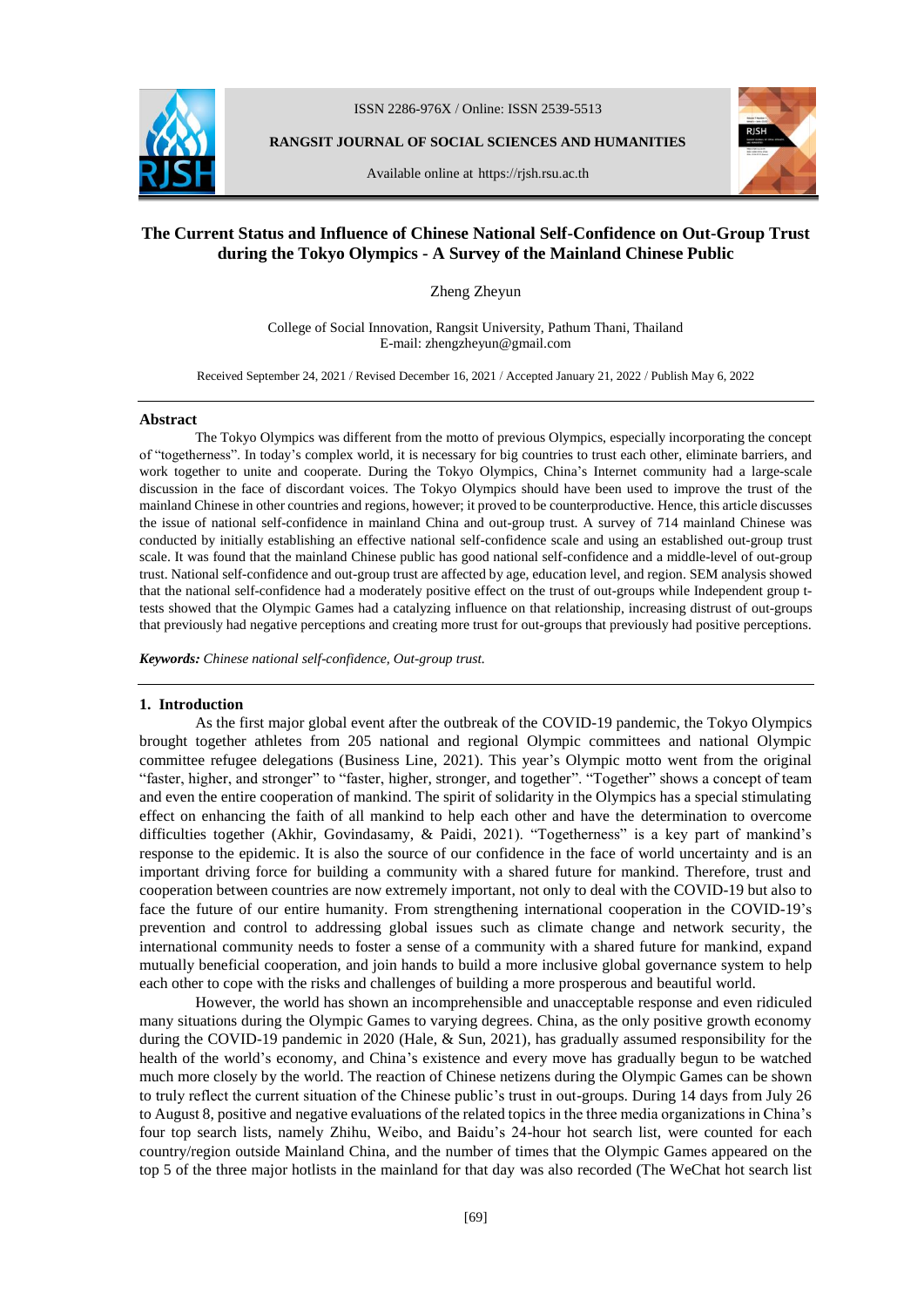# The Current Status and Influence of Chinese National Self-Confidence on Out-Group Trust during the Tokyo Olympics - A Survey of the Mainland Chinese Public

Zheng Zheyun

College of Social Innovation, Rangsit University, Pathum Thani, Thailand
E-mail: zhengzheyun@gmail.com

Received September 24, 2021 / Revised December 16, 2021 / Accepted January 21, 2022 / Publish May 6, 2022

## Abstract

The Tokyo Olympics was different from the motto of previous Olympics, especially incorporating the concept of "togetherness". In today's complex world, it is necessary for big countries to trust each other, eliminate barriers, and work together to unite and cooperate. During the Tokyo Olympics, China's Internet community had a large-scale discussion in the face of discordant voices. The Tokyo Olympics should have been used to improve the trust of the mainland Chinese in other countries and regions, however; it proved to be counterproductive. Hence, this article discusses the issue of national self-confidence in mainland China and out-group trust. A survey of 714 mainland Chinese was conducted by initially establishing an effective national self-confidence scale and using an established out-group trust scale. It was found that the mainland Chinese public has good national self-confidence and a middle-level of out-group trust. National self-confidence and out-group trust are affected by age, education level, and region. SEM analysis showed that the national self-confidence had a moderately positive effect on the trust of out-groups while Independent group t-tests showed that the Olympic Games had a catalyzing influence on that relationship, increasing distrust of out-groups that previously had negative perceptions and creating more trust for out-groups that previously had positive perceptions.

***Keywords:*** *Chinese national self-confidence, Out-group trust.*

## 1. Introduction

As the first major global event after the outbreak of the COVID-19 pandemic, the Tokyo Olympics brought together athletes from 205 national and regional Olympic committees and national Olympic committee refugee delegations (Business Line, 2021). This year's Olympic motto went from the original "faster, higher, and stronger" to "faster, higher, stronger, and together". "Together" shows a concept of team and even the entire cooperation of mankind. The spirit of solidarity in the Olympics has a special stimulating effect on enhancing the faith of all mankind to help each other and have the determination to overcome difficulties together (Akhir, Govindasamy, & Paidi, 2021). "Togetherness" is a key part of mankind's response to the epidemic. It is also the source of our confidence in the face of world uncertainty and is an important driving force for building a community with a shared future for mankind. Therefore, trust and cooperation between countries are now extremely important, not only to deal with the COVID-19 but also to face the future of our entire humanity. From strengthening international cooperation in the COVID-19's prevention and control to addressing global issues such as climate change and network security, the international community needs to foster a sense of a community with a shared future for mankind, expand mutually beneficial cooperation, and join hands to build a more inclusive global governance system to help each other to cope with the risks and challenges of building a more prosperous and beautiful world.

However, the world has shown an incomprehensible and unacceptable response and even ridiculed many situations during the Olympic Games to varying degrees. China, as the only positive growth economy during the COVID-19 pandemic in 2020 (Hale, & Sun, 2021), has gradually assumed responsibility for the health of the world's economy, and China's existence and every move has gradually begun to be watched much more closely by the world. The reaction of Chinese netizens during the Olympic Games can be shown to truly reflect the current situation of the Chinese public's trust in out-groups. During 14 days from July 26 to August 8, positive and negative evaluations of the related topics in the three media organizations in China's four top search lists, namely Zhihu, Weibo, and Baidu's 24-hour hot search list, were counted for each country/region outside Mainland China, and the number of times that the Olympic Games appeared on the top 5 of the three major hotlists in the mainland for that day was also recorded (The WeChat hot search list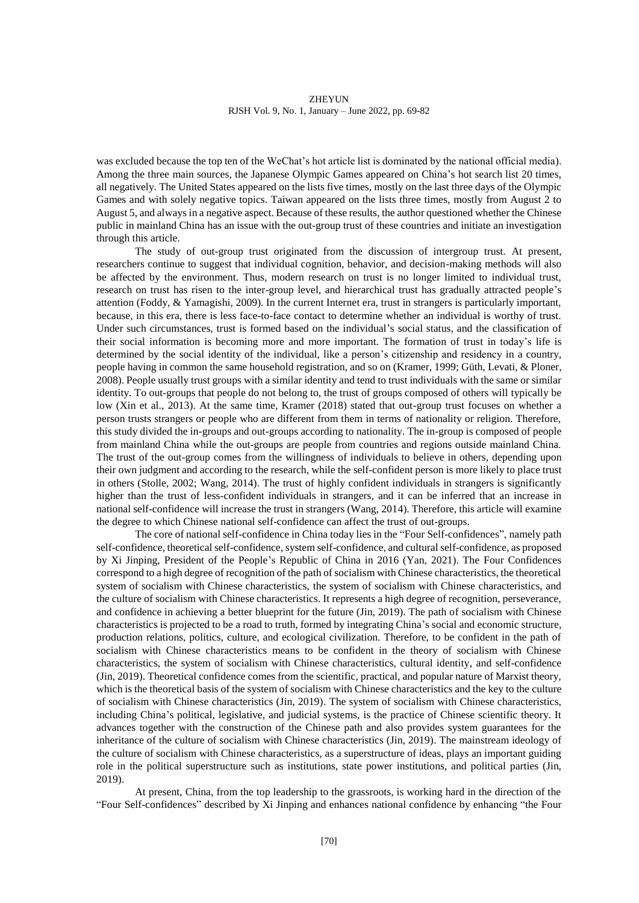was excluded because the top ten of the WeChat's hot article list is dominated by the national official media). Among the three main sources, the Japanese Olympic Games appeared on China's hot search list 20 times, all negatively. The United States appeared on the lists five times, mostly on the last three days of the Olympic Games and with solely negative topics. Taiwan appeared on the lists three times, mostly from August 2 to August 5, and always in a negative aspect. Because of these results, the author questioned whether the Chinese public in mainland China has an issue with the out-group trust of these countries and initiate an investigation through this article.

The study of out-group trust originated from the discussion of intergroup trust. At present, researchers continue to suggest that individual cognition, behavior, and decision-making methods will also be affected by the environment. Thus, modern research on trust is no longer limited to individual trust, research on trust has risen to the inter-group level, and hierarchical trust has gradually attracted people's attention (Foddy, & Yamagishi, 2009). In the current Internet era, trust in strangers is particularly important, because, in this era, there is less face-to-face contact to determine whether an individual is worthy of trust. Under such circumstances, trust is formed based on the individual's social status, and the classification of their social information is becoming more and more important. The formation of trust in today's life is determined by the social identity of the individual, like a person's citizenship and residency in a country, people having in common the same household registration, and so on (Kramer, 1999; Güth, Levati, & Ploner, 2008). People usually trust groups with a similar identity and tend to trust individuals with the same or similar identity. To out-groups that people do not belong to, the trust of groups composed of others will typically be low (Xin et al., 2013). At the same time, Kramer (2018) stated that out-group trust focuses on whether a person trusts strangers or people who are different from them in terms of nationality or religion. Therefore, this study divided the in-groups and out-groups according to nationality. The in-group is composed of people from mainland China while the out-groups are people from countries and regions outside mainland China. The trust of the out-group comes from the willingness of individuals to believe in others, depending upon their own judgment and according to the research, while the self-confident person is more likely to place trust in others (Stolle, 2002; Wang, 2014). The trust of highly confident individuals in strangers is significantly higher than the trust of less-confident individuals in strangers, and it can be inferred that an increase in national self-confidence will increase the trust in strangers (Wang, 2014). Therefore, this article will examine the degree to which Chinese national self-confidence can affect the trust of out-groups.

The core of national self-confidence in China today lies in the "Four Self-confidences", namely path self-confidence, theoretical self-confidence, system self-confidence, and cultural self-confidence, as proposed by Xi Jinping, President of the People's Republic of China in 2016 (Yan, 2021). The Four Confidences correspond to a high degree of recognition of the path of socialism with Chinese characteristics, the theoretical system of socialism with Chinese characteristics, the system of socialism with Chinese characteristics, and the culture of socialism with Chinese characteristics. It represents a high degree of recognition, perseverance, and confidence in achieving a better blueprint for the future (Jin, 2019). The path of socialism with Chinese characteristics is projected to be a road to truth, formed by integrating China's social and economic structure, production relations, politics, culture, and ecological civilization. Therefore, to be confident in the path of socialism with Chinese characteristics means to be confident in the theory of socialism with Chinese characteristics, the system of socialism with Chinese characteristics, cultural identity, and self-confidence (Jin, 2019). Theoretical confidence comes from the scientific, practical, and popular nature of Marxist theory, which is the theoretical basis of the system of socialism with Chinese characteristics and the key to the culture of socialism with Chinese characteristics (Jin, 2019). The system of socialism with Chinese characteristics, including China's political, legislative, and judicial systems, is the practice of Chinese scientific theory. It advances together with the construction of the Chinese path and also provides system guarantees for the inheritance of the culture of socialism with Chinese characteristics (Jin, 2019). The mainstream ideology of the culture of socialism with Chinese characteristics, as a superstructure of ideas, plays an important guiding role in the political superstructure such as institutions, state power institutions, and political parties (Jin, 2019).

At present, China, from the top leadership to the grassroots, is working hard in the direction of the "Four Self-confidences" described by Xi Jinping and enhances national confidence by enhancing "the Four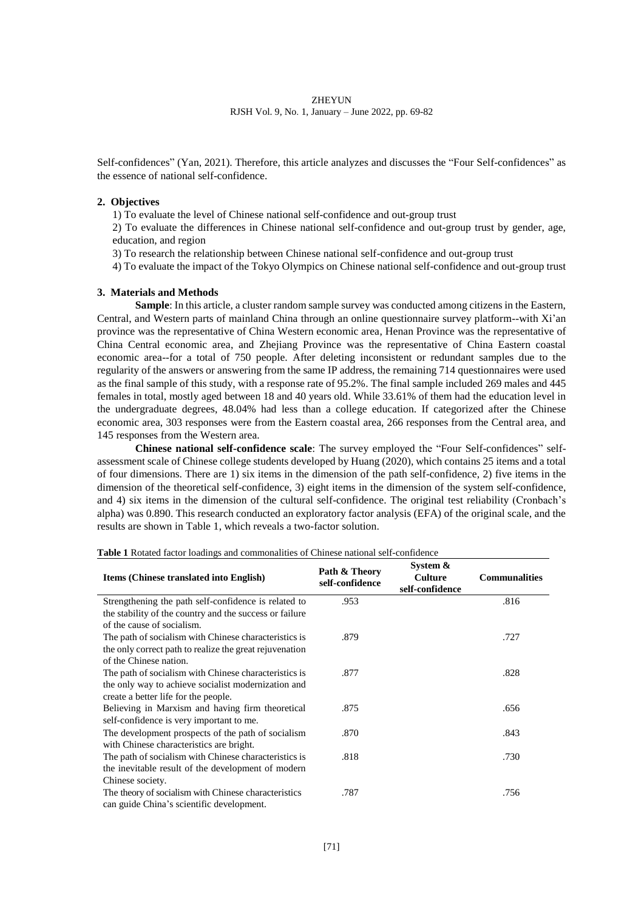Self-confidences" (Yan, 2021). Therefore, this article analyzes and discusses the "Four Self-confidences" as the essence of national self-confidence.

## 2. Objectives

1) To evaluate the level of Chinese national self-confidence and out-group trust

2) To evaluate the differences in Chinese national self-confidence and out-group trust by gender, age, education, and region

3) To research the relationship between Chinese national self-confidence and out-group trust

4) To evaluate the impact of the Tokyo Olympics on Chinese national self-confidence and out-group trust

## 3. Materials and Methods

**Sample**: In this article, a cluster random sample survey was conducted among citizens in the Eastern, Central, and Western parts of mainland China through an online questionnaire survey platform--with Xi'an province was the representative of China Western economic area, Henan Province was the representative of China Central economic area, and Zhejiang Province was the representative of China Eastern coastal economic area--for a total of 750 people. After deleting inconsistent or redundant samples due to the regularity of the answers or answering from the same IP address, the remaining 714 questionnaires were used as the final sample of this study, with a response rate of 95.2%. The final sample included 269 males and 445 females in total, mostly aged between 18 and 40 years old. While 33.61% of them had the education level in the undergraduate degrees, 48.04% had less than a college education. If categorized after the Chinese economic area, 303 responses were from the Eastern coastal area, 266 responses from the Central area, and 145 responses from the Western area.

**Chinese national self-confidence scale**: The survey employed the "Four Self-confidences" self-assessment scale of Chinese college students developed by Huang (2020), which contains 25 items and a total of four dimensions. There are 1) six items in the dimension of the path self-confidence, 2) five items in the dimension of the theoretical self-confidence, 3) eight items in the dimension of the system self-confidence, and 4) six items in the dimension of the cultural self-confidence. The original test reliability (Cronbach's alpha) was 0.890. This research conducted an exploratory factor analysis (EFA) of the original scale, and the results are shown in Table 1, which reveals a two-factor solution.

**Table 1** Rotated factor loadings and commonalities of Chinese national self-confidence

| Items (Chinese translated into English) | Path & Theory self-confidence | System & Culture self-confidence | Communalities |
|---|---|---|---|
| Strengthening the path self-confidence is related to the stability of the country and the success or failure of the cause of socialism. | .953 | | .816 |
| The path of socialism with Chinese characteristics is the only correct path to realize the great rejuvenation of the Chinese nation. | .879 | | .727 |
| The path of socialism with Chinese characteristics is the only way to achieve socialist modernization and create a better life for the people. | .877 | | .828 |
| Believing in Marxism and having firm theoretical self-confidence is very important to me. | .875 | | .656 |
| The development prospects of the path of socialism with Chinese characteristics are bright. | .870 | | .843 |
| The path of socialism with Chinese characteristics is the inevitable result of the development of modern Chinese society. | .818 | | .730 |
| The theory of socialism with Chinese characteristics can guide China's scientific development. | .787 | | .756 |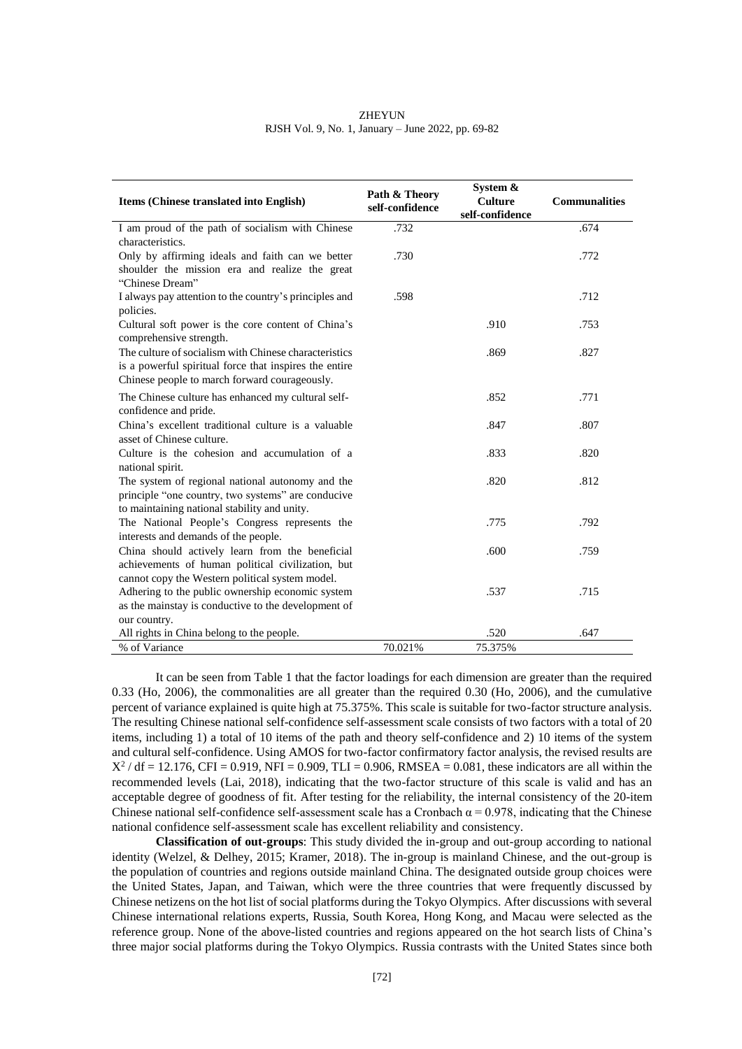| Items (Chinese translated into English) | Path & Theory self-confidence | System & Culture self-confidence | Communalities |
|---|---|---|---|
| I am proud of the path of socialism with Chinese characteristics. | .732 | | .674 |
| Only by affirming ideals and faith can we better shoulder the mission era and realize the great "Chinese Dream" | .730 | | .772 |
| I always pay attention to the country's principles and policies. | .598 | | .712 |
| Cultural soft power is the core content of China's comprehensive strength. | | .910 | .753 |
| The culture of socialism with Chinese characteristics is a powerful spiritual force that inspires the entire Chinese people to march forward courageously. | | .869 | .827 |
| The Chinese culture has enhanced my cultural self-confidence and pride. | | .852 | .771 |
| China's excellent traditional culture is a valuable asset of Chinese culture. | | .847 | .807 |
| Culture is the cohesion and accumulation of a national spirit. | | .833 | .820 |
| The system of regional national autonomy and the principle "one country, two systems" are conducive to maintaining national stability and unity. | | .820 | .812 |
| The National People's Congress represents the interests and demands of the people. | | .775 | .792 |
| China should actively learn from the beneficial achievements of human political civilization, but cannot copy the Western political system model. | | .600 | .759 |
| Adhering to the public ownership economic system as the mainstay is conductive to the development of our country. | | .537 | .715 |
| All rights in China belong to the people. | | .520 | .647 |
| % of Variance | 70.021% | 75.375% | |

It can be seen from Table 1 that the factor loadings for each dimension are greater than the required 0.33 (Ho, 2006), the commonalities are all greater than the required 0.30 (Ho, 2006), and the cumulative percent of variance explained is quite high at 75.375%. This scale is suitable for two-factor structure analysis. The resulting Chinese national self-confidence self-assessment scale consists of two factors with a total of 20 items, including 1) a total of 10 items of the path and theory self-confidence and 2) 10 items of the system and cultural self-confidence. Using AMOS for two-factor confirmatory factor analysis, the revised results are $X^2$ / df = 12.176, CFI = 0.919, NFI = 0.909, TLI = 0.906, RMSEA = 0.081, these indicators are all within the recommended levels (Lai, 2018), indicating that the two-factor structure of this scale is valid and has an acceptable degree of goodness of fit. After testing for the reliability, the internal consistency of the 20-item Chinese national self-confidence self-assessment scale has a Cronbach $\alpha = 0.978$, indicating that the Chinese national confidence self-assessment scale has excellent reliability and consistency.

**Classification of out-groups**: This study divided the in-group and out-group according to national identity (Welzel, & Delhey, 2015; Kramer, 2018). The in-group is mainland Chinese, and the out-group is the population of countries and regions outside mainland China. The designated outside group choices were the United States, Japan, and Taiwan, which were the three countries that were frequently discussed by Chinese netizens on the hot list of social platforms during the Tokyo Olympics. After discussions with several Chinese international relations experts, Russia, South Korea, Hong Kong, and Macau were selected as the reference group. None of the above-listed countries and regions appeared on the hot search lists of China's three major social platforms during the Tokyo Olympics. Russia contrasts with the United States since both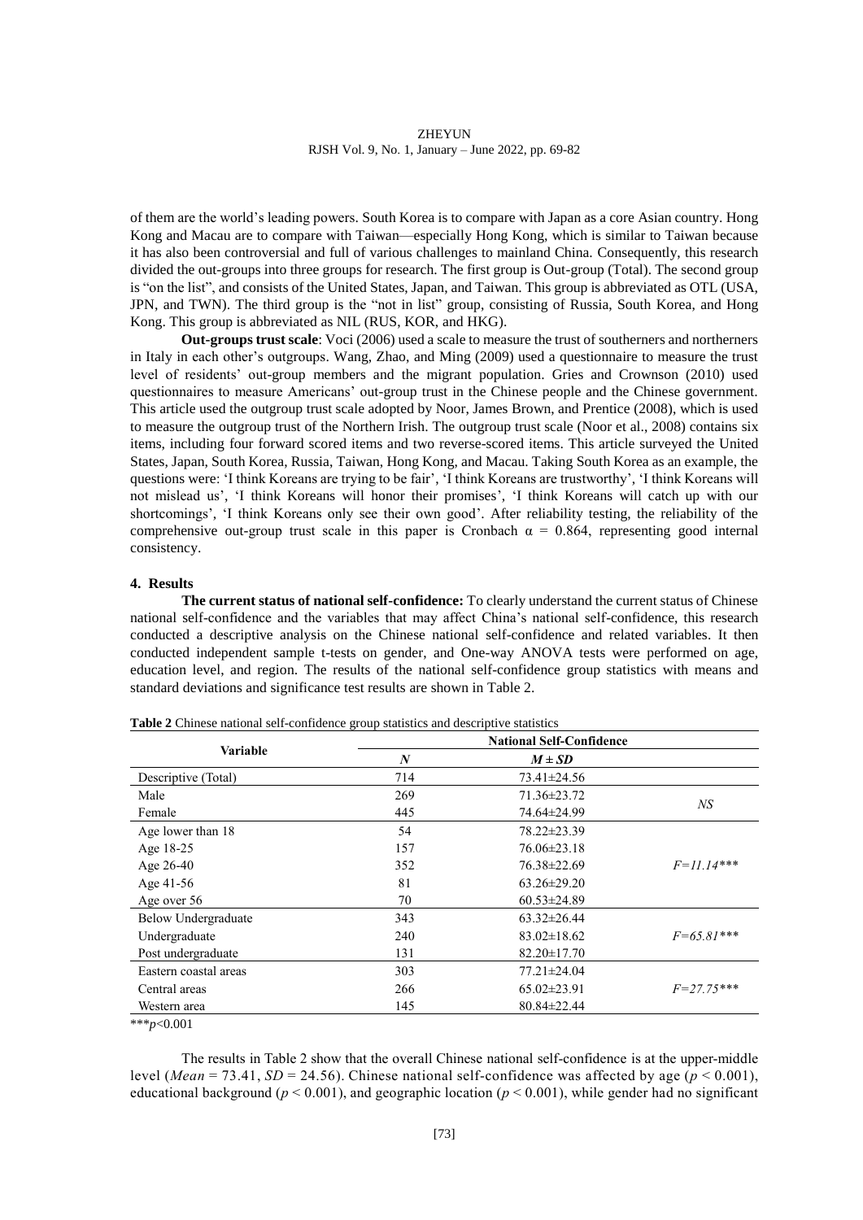of them are the world's leading powers. South Korea is to compare with Japan as a core Asian country. Hong Kong and Macau are to compare with Taiwan—especially Hong Kong, which is similar to Taiwan because it has also been controversial and full of various challenges to mainland China. Consequently, this research divided the out-groups into three groups for research. The first group is Out-group (Total). The second group is "on the list", and consists of the United States, Japan, and Taiwan. This group is abbreviated as OTL (USA, JPN, and TWN). The third group is the "not in list" group, consisting of Russia, South Korea, and Hong Kong. This group is abbreviated as NIL (RUS, KOR, and HKG).

**Out-groups trust scale**: Voci (2006) used a scale to measure the trust of southerners and northerners in Italy in each other's outgroups. Wang, Zhao, and Ming (2009) used a questionnaire to measure the trust level of residents' out-group members and the migrant population. Gries and Crownson (2010) used questionnaires to measure Americans' out-group trust in the Chinese people and the Chinese government. This article used the outgroup trust scale adopted by Noor, James Brown, and Prentice (2008), which is used to measure the outgroup trust of the Northern Irish. The outgroup trust scale (Noor et al., 2008) contains six items, including four forward scored items and two reverse-scored items. This article surveyed the United States, Japan, South Korea, Russia, Taiwan, Hong Kong, and Macau. Taking South Korea as an example, the questions were: 'I think Koreans are trying to be fair', 'I think Koreans are trustworthy', 'I think Koreans will not mislead us', 'I think Koreans will honor their promises', 'I think Koreans will catch up with our shortcomings', 'I think Koreans only see their own good'. After reliability testing, the reliability of the comprehensive out-group trust scale in this paper is Cronbach $\alpha = 0.864$, representing good internal consistency.

## 4. Results

**The current status of national self-confidence:** To clearly understand the current status of Chinese national self-confidence and the variables that may affect China's national self-confidence, this research conducted a descriptive analysis on the Chinese national self-confidence and related variables. It then conducted independent sample t-tests on gender, and One-way ANOVA tests were performed on age, education level, and region. The results of the national self-confidence group statistics with means and standard deviations and significance test results are shown in Table 2.

**Table 2** Chinese national self-confidence group statistics and descriptive statistics

| Variable | National Self-Confidence | | |
|---|---|---|---|
| | *N* | *M* ± *SD* | |
| Descriptive (Total) | 714 | 73.41±24.56 | |
| Male | 269 | 71.36±23.72 | *NS* |
| Female | 445 | 74.64±24.99 | |
| Age lower than 18 | 54 | 78.22±23.39 | |
| Age 18-25 | 157 | 76.06±23.18 | |
| Age 26-40 | 352 | 76.38±22.69 | $F=11.14$*** |
| Age 41-56 | 81 | 63.26±29.20 | |
| Age over 56 | 70 | 60.53±24.89 | |
| Below Undergraduate | 343 | 63.32±26.44 | |
| Undergraduate | 240 | 83.02±18.62 | $F=65.81$*** |
| Post undergraduate | 131 | 82.20±17.70 | |
| Eastern coastal areas | 303 | 77.21±24.04 | |
| Central areas | 266 | 65.02±23.91 | $F=27.75$*** |
| Western area | 145 | 80.84±22.44 | |

***$p<0.001$

The results in Table 2 show that the overall Chinese national self-confidence is at the upper-middle level (*Mean* = 73.41, *SD* = 24.56). Chinese national self-confidence was affected by age ($p < 0.001$), educational background ($p < 0.001$), and geographic location ($p < 0.001$), while gender had no significant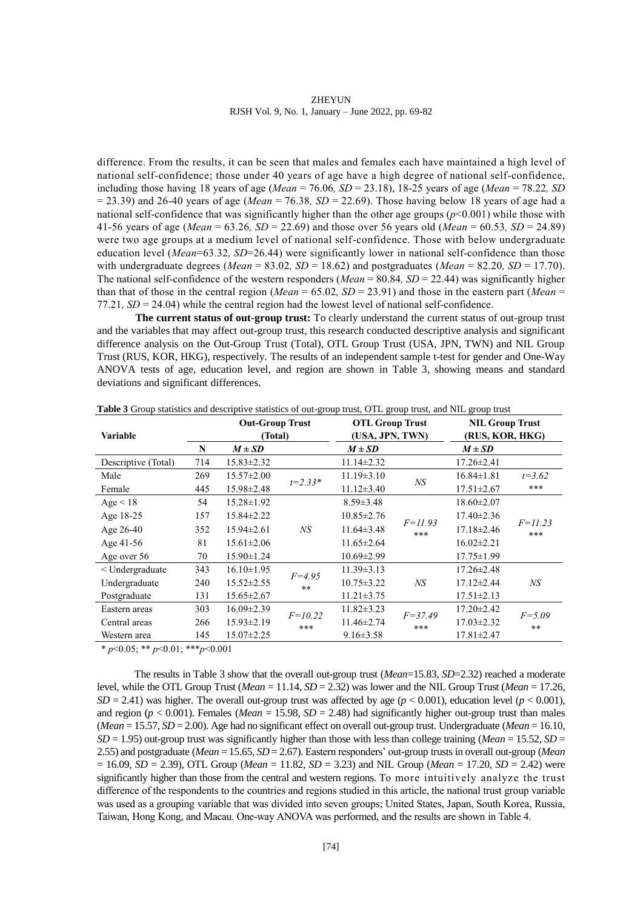difference. From the results, it can be seen that males and females each have maintained a high level of national self-confidence; those under 40 years of age have a high degree of national self-confidence, including those having 18 years of age (*Mean* = 76.06*, SD* = 23.18), 18-25 years of age (*Mean* = 78.22*, SD* = 23.39) and 26-40 years of age (*Mean* = 76.38*, SD* = 22.69). Those having below 18 years of age had a national self-confidence that was significantly higher than the other age groups ($p$<0.001) while those with 41-56 years of age (*Mean* = 63.26*, SD* = 22.69) and those over 56 years old (*Mean* = 60.53*, SD* = 24.89) were two age groups at a medium level of national self-confidence. Those with below undergraduate education level (*Mean*=63.32*, SD*=26.44) were significantly lower in national self-confidence than those with undergraduate degrees (*Mean* = 83.02*, SD* = 18.62) and postgraduates (*Mean* = 82.20*, SD* = 17.70). The national self-confidence of the western responders (*Mean* = 80.84*, SD* = 22.44) was significantly higher than that of those in the central region (*Mean* = 65.02*, SD* = 23.91) and those in the eastern part (*Mean* = 77.21*, SD* = 24.04) while the central region had the lowest level of national self-confidence.

**The current status of out-group trust:** To clearly understand the current status of out-group trust and the variables that may affect out-group trust, this research conducted descriptive analysis and significant difference analysis on the Out-Group Trust (Total), OTL Group Trust (USA, JPN, TWN) and NIL Group Trust (RUS, KOR, HKG), respectively. The results of an independent sample t-test for gender and One-Way ANOVA tests of age, education level, and region are shown in Table 3, showing means and standard deviations and significant differences.

**Table 3** Group statistics and descriptive statistics of out-group trust, OTL group trust, and NIL group trust

| Variable | | Out-Group Trust (Total) | | OTL Group Trust (USA, JPN, TWN) | | NIL Group Trust (RUS, KOR, HKG) | |
|---|---|---|---|---|---|---|---|
| | N | *M ± SD* | | *M ± SD* | | *M ± SD* | |
| Descriptive (Total) | 714 | 15.83±2.32 | | 11.14±2.32 | | 17.26±2.41 | |
| Male | 269 | 15.57±2.00 | $t=2.33$* | 11.19±3.10 | *NS* | 16.84±1.81 | $t=3.62$ *** |
| Female | 445 | 15.98±2.48 | | 11.12±3.40 | | 17.51±2.67 | |
| Age < 18 | 54 | 15.28±1.92 | *NS* | 8.59±3.48 | $F=11.93$ *** | 18.60±2.07 | $F=11.23$ *** |
| Age 18-25 | 157 | 15.84±2.22 | | 10.85±2.76 | | 17.40±2.36 | |
| Age 26-40 | 352 | 15.94±2.61 | | 11.64±3.48 | | 17.18±2.46 | |
| Age 41-56 | 81 | 15.61±2.06 | | 11.65±2.64 | | 16.02±2.21 | |
| Age over 56 | 70 | 15.90±1.24 | | 10.69±2.99 | | 17.75±1.99 | |
| < Undergraduate | 343 | 16.10±1.95 | $F=4.95$ ** | 11.39±3.13 | *NS* | 17.26±2.48 | *NS* |
| Undergraduate | 240 | 15.52±2.55 | | 10.75±3.22 | | 17.12±2.44 | |
| Postgraduate | 131 | 15.65±2.67 | | 11.21±3.75 | | 17.51±2.13 | |
| Eastern areas | 303 | 16.09±2.39 | $F=10.22$ *** | 11.82±3.23 | $F=37.49$ *** | 17.20±2.42 | $F=5.09$ ** |
| Central areas | 266 | 15.93±2.19 | | 11.46±2.74 | | 17.03±2.32 | |
| Western area | 145 | 15.07±2.25 | | 9.16±3.58 | | 17.81±2.47 | |

* $p$<0.05; ** $p$<0.01; ***$p$<0.001

The results in Table 3 show that the overall out-group trust (*Mean*=15.83, *SD*=2.32) reached a moderate level, while the OTL Group Trust (*Mean* = 11.14, *SD* = 2.32) was lower and the NIL Group Trust (*Mean* = 17.26, *SD* = 2.41) was higher. The overall out-group trust was affected by age ($p$ < 0.001), education level ($p$ < 0.001), and region ($p$ < 0.001). Females (*Mean* = 15.98, *SD* = 2.48) had significantly higher out-group trust than males (*Mean* = 15.57, *SD* = 2.00). Age had no significant effect on overall out-group trust. Undergraduate (*Mean* = 16.10, *SD* = 1.95) out-group trust was significantly higher than those with less than college training (*Mean* = 15.52, *SD* = 2.55) and postgraduate (*Mean* = 15.65, *SD* = 2.67). Eastern responders' out-group trusts in overall out-group (*Mean* = 16.09, *SD* = 2.39), OTL Group (*Mean* = 11.82, *SD* = 3.23) and NIL Group (*Mean* = 17.20, *SD* = 2.42) were significantly higher than those from the central and western regions. To more intuitively analyze the trust difference of the respondents to the countries and regions studied in this article, the national trust group variable was used as a grouping variable that was divided into seven groups; United States, Japan, South Korea, Russia, Taiwan, Hong Kong, and Macau. One-way ANOVA was performed, and the results are shown in Table 4.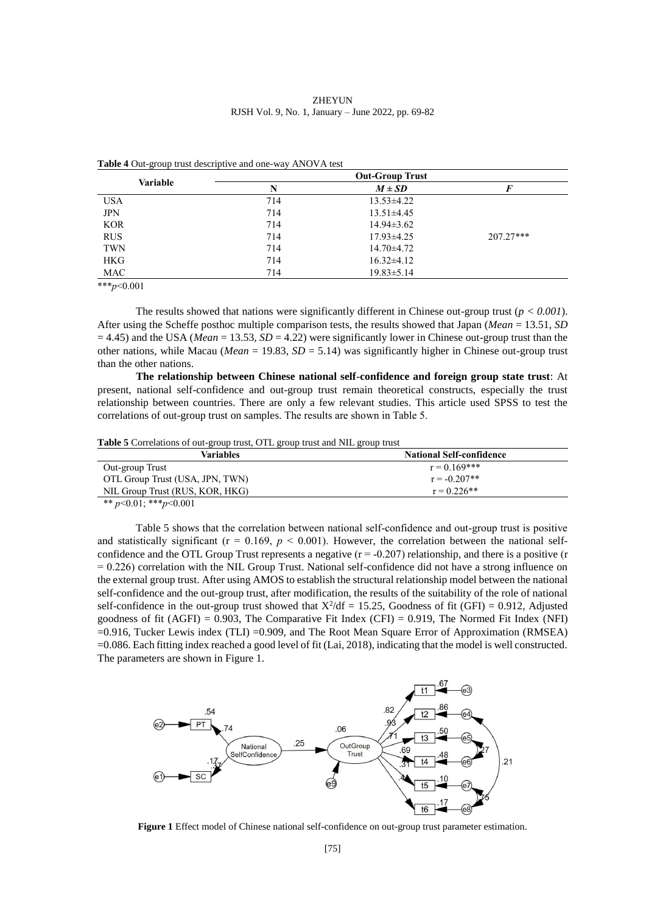**Table 4** Out-group trust descriptive and one-way ANOVA test

| Variable | Out-Group Trust | | |
|---|---|---|---|
| | N | $M \pm SD$ | $F$ |
| USA | 714 | 13.53±4.22 | |
| JPN | 714 | 13.51±4.45 | |
| KOR | 714 | 14.94±3.62 | |
| RUS | 714 | 17.93±4.25 | 207.27*** |
| TWN | 714 | 14.70±4.72 | |
| HKG | 714 | 16.32±4.12 | |
| MAC | 714 | 19.83±5.14 | |

***$p$<0.001

The results showed that nations were significantly different in Chinese out-group trust ($p < 0.001$). After using the Scheffe posthoc multiple comparison tests, the results showed that Japan (*Mean* = 13.51, *SD* = 4.45) and the USA (*Mean* = 13.53, *SD* = 4.22) were significantly lower in Chinese out-group trust than the other nations, while Macau (*Mean* = 19.83, *SD* = 5.14) was significantly higher in Chinese out-group trust than the other nations.

**The relationship between Chinese national self-confidence and foreign group state trust**: At present, national self-confidence and out-group trust remain theoretical constructs, especially the trust relationship between countries. There are only a few relevant studies. This article used SPSS to test the correlations of out-group trust on samples. The results are shown in Table 5.

**Table 5** Correlations of out-group trust, OTL group trust and NIL group trust

| Variables | National Self-confidence |
|---|---|
| Out-group Trust | r = 0.169*** |
| OTL Group Trust (USA, JPN, TWN) | r = -0.207** |
| NIL Group Trust (RUS, KOR, HKG) | r = 0.226** |

** $p$<0.01; ***$p$<0.001

Table 5 shows that the correlation between national self-confidence and out-group trust is positive and statistically significant (r = 0.169, $p$ < 0.001). However, the correlation between the national self-confidence and the OTL Group Trust represents a negative (r = -0.207) relationship, and there is a positive (r = 0.226) correlation with the NIL Group Trust. National self-confidence did not have a strong influence on the external group trust. After using AMOS to establish the structural relationship model between the national self-confidence and the out-group trust, after modification, the results of the suitability of the role of national self-confidence in the out-group trust showed that $X^2/df = 15.25$, Goodness of fit (GFI) = 0.912, Adjusted goodness of fit (AGFI) = 0.903, The Comparative Fit Index (CFI) = 0.919, The Normed Fit Index (NFI) =0.916, Tucker Lewis index (TLI) =0.909, and The Root Mean Square Error of Approximation (RMSEA) =0.086. Each fitting index reached a good level of fit (Lai, 2018), indicating that the model is well constructed. The parameters are shown in Figure 1.

**Figure 1** Effect model of Chinese national self-confidence on out-group trust parameter estimation.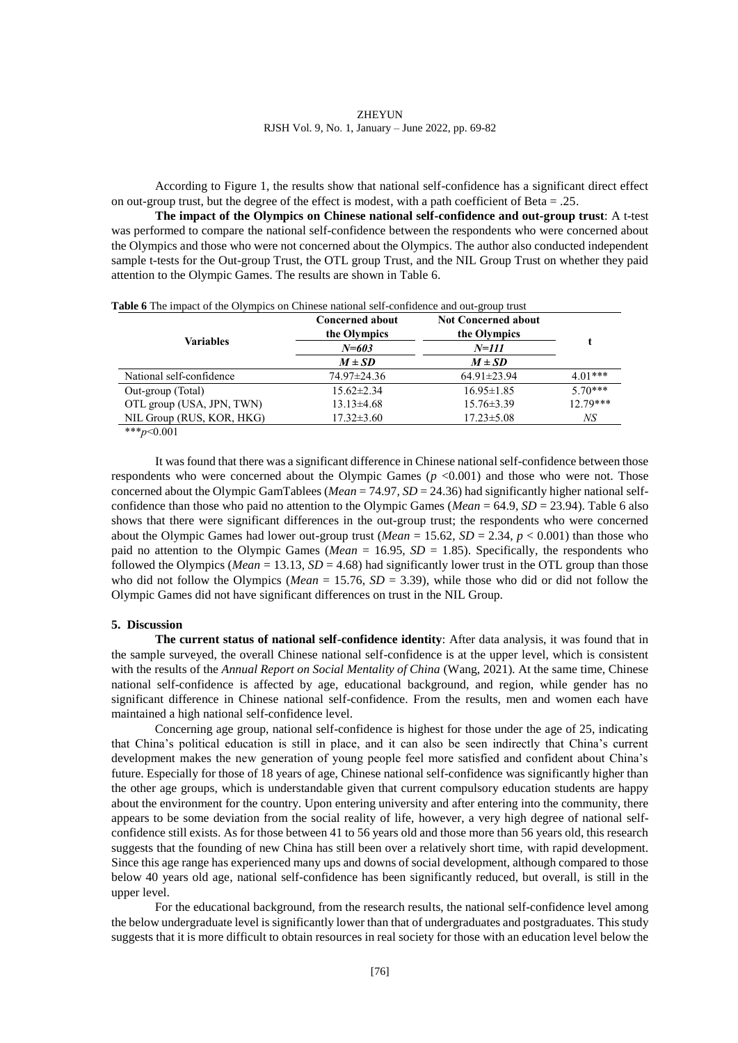According to Figure 1, the results show that national self-confidence has a significant direct effect on out-group trust, but the degree of the effect is modest, with a path coefficient of Beta = .25.

**The impact of the Olympics on Chinese national self-confidence and out-group trust**: A t-test was performed to compare the national self-confidence between the respondents who were concerned about the Olympics and those who were not concerned about the Olympics. The author also conducted independent sample t-tests for the Out-group Trust, the OTL group Trust, and the NIL Group Trust on whether they paid attention to the Olympic Games. The results are shown in Table 6.

**Table 6** The impact of the Olympics on Chinese national self-confidence and out-group trust

| Variables | Concerned about the Olympics *N=603* *M ± SD* | Not Concerned about the Olympics *N=111* *M ± SD* | t |
|---|---|---|---|
| National self-confidence | 74.97±24.36 | 64.91±23.94 | 4.01*** |
| Out-group (Total) | 15.62±2.34 | 16.95±1.85 | 5.70*** |
| OTL group (USA, JPN, TWN) | 13.13±4.68 | 15.76±3.39 | 12.79*** |
| NIL Group (RUS, KOR, HKG) | 17.32±3.60 | 17.23±5.08 | *NS* |

****p*<0.001

It was found that there was a significant difference in Chinese national self-confidence between those respondents who were concerned about the Olympic Games ($p$ <0.001) and those who were not. Those concerned about the Olympic GamTablees (*Mean* = 74.97, *SD* = 24.36) had significantly higher national self-confidence than those who paid no attention to the Olympic Games (*Mean* = 64.9, *SD* = 23.94). Table 6 also shows that there were significant differences in the out-group trust; the respondents who were concerned about the Olympic Games had lower out-group trust (*Mean* = 15.62, *SD* = 2.34, $p < 0.001$) than those who paid no attention to the Olympic Games (*Mean* = 16.95, *SD* = 1.85). Specifically, the respondents who followed the Olympics (*Mean* = 13.13, *SD* = 4.68) had significantly lower trust in the OTL group than those who did not follow the Olympics (*Mean* = 15.76, *SD* = 3.39), while those who did or did not follow the Olympic Games did not have significant differences on trust in the NIL Group.

## 5. Discussion

**The current status of national self-confidence identity**: After data analysis, it was found that in the sample surveyed, the overall Chinese national self-confidence is at the upper level, which is consistent with the results of the *Annual Report on Social Mentality of China* (Wang, 2021). At the same time, Chinese national self-confidence is affected by age, educational background, and region, while gender has no significant difference in Chinese national self-confidence. From the results, men and women each have maintained a high national self-confidence level.

Concerning age group, national self-confidence is highest for those under the age of 25, indicating that China's political education is still in place, and it can also be seen indirectly that China's current development makes the new generation of young people feel more satisfied and confident about China's future. Especially for those of 18 years of age, Chinese national self-confidence was significantly higher than the other age groups, which is understandable given that current compulsory education students are happy about the environment for the country. Upon entering university and after entering into the community, there appears to be some deviation from the social reality of life, however, a very high degree of national self-confidence still exists. As for those between 41 to 56 years old and those more than 56 years old, this research suggests that the founding of new China has still been over a relatively short time, with rapid development. Since this age range has experienced many ups and downs of social development, although compared to those below 40 years old age, national self-confidence has been significantly reduced, but overall, is still in the upper level.

For the educational background, from the research results, the national self-confidence level among the below undergraduate level is significantly lower than that of undergraduates and postgraduates. This study suggests that it is more difficult to obtain resources in real society for those with an education level below the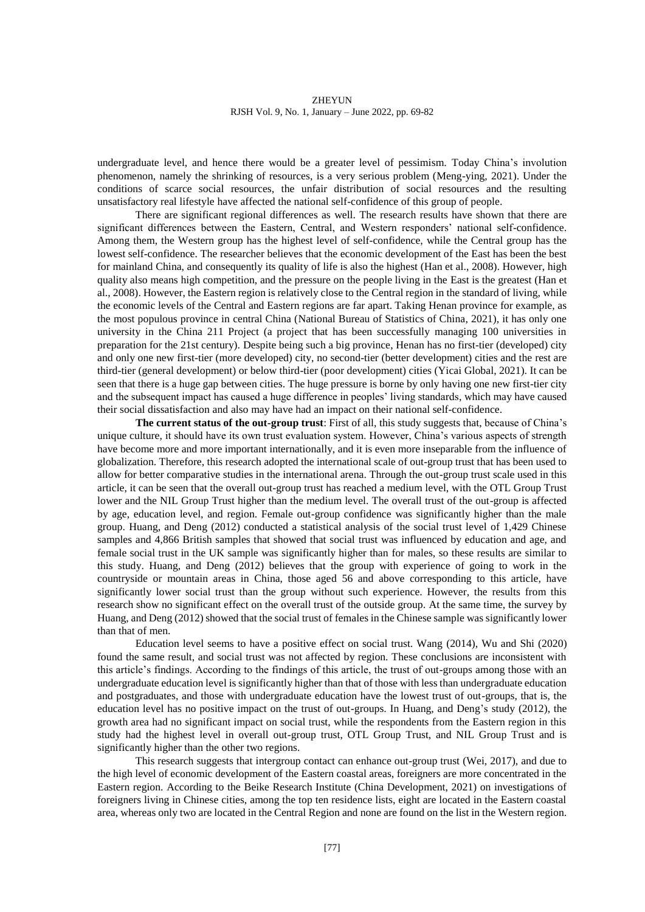undergraduate level, and hence there would be a greater level of pessimism. Today China's involution phenomenon, namely the shrinking of resources, is a very serious problem (Meng-ying, 2021). Under the conditions of scarce social resources, the unfair distribution of social resources and the resulting unsatisfactory real lifestyle have affected the national self-confidence of this group of people.

There are significant regional differences as well. The research results have shown that there are significant differences between the Eastern, Central, and Western responders' national self-confidence. Among them, the Western group has the highest level of self-confidence, while the Central group has the lowest self-confidence. The researcher believes that the economic development of the East has been the best for mainland China, and consequently its quality of life is also the highest (Han et al., 2008). However, high quality also means high competition, and the pressure on the people living in the East is the greatest (Han et al., 2008). However, the Eastern region is relatively close to the Central region in the standard of living, while the economic levels of the Central and Eastern regions are far apart. Taking Henan province for example, as the most populous province in central China (National Bureau of Statistics of China, 2021), it has only one university in the China 211 Project (a project that has been successfully managing 100 universities in preparation for the 21st century). Despite being such a big province, Henan has no first-tier (developed) city and only one new first-tier (more developed) city, no second-tier (better development) cities and the rest are third-tier (general development) or below third-tier (poor development) cities (Yicai Global, 2021). It can be seen that there is a huge gap between cities. The huge pressure is borne by only having one new first-tier city and the subsequent impact has caused a huge difference in peoples' living standards, which may have caused their social dissatisfaction and also may have had an impact on their national self-confidence.

**The current status of the out-group trust**: First of all, this study suggests that, because of China's unique culture, it should have its own trust evaluation system. However, China's various aspects of strength have become more and more important internationally, and it is even more inseparable from the influence of globalization. Therefore, this research adopted the international scale of out-group trust that has been used to allow for better comparative studies in the international arena. Through the out-group trust scale used in this article, it can be seen that the overall out-group trust has reached a medium level, with the OTL Group Trust lower and the NIL Group Trust higher than the medium level. The overall trust of the out-group is affected by age, education level, and region. Female out-group confidence was significantly higher than the male group. Huang, and Deng (2012) conducted a statistical analysis of the social trust level of 1,429 Chinese samples and 4,866 British samples that showed that social trust was influenced by education and age, and female social trust in the UK sample was significantly higher than for males, so these results are similar to this study. Huang, and Deng (2012) believes that the group with experience of going to work in the countryside or mountain areas in China, those aged 56 and above corresponding to this article, have significantly lower social trust than the group without such experience. However, the results from this research show no significant effect on the overall trust of the outside group. At the same time, the survey by Huang, and Deng (2012) showed that the social trust of females in the Chinese sample was significantly lower than that of men.

Education level seems to have a positive effect on social trust. Wang (2014), Wu and Shi (2020) found the same result, and social trust was not affected by region. These conclusions are inconsistent with this article's findings. According to the findings of this article, the trust of out-groups among those with an undergraduate education level is significantly higher than that of those with less than undergraduate education and postgraduates, and those with undergraduate education have the lowest trust of out-groups, that is, the education level has no positive impact on the trust of out-groups. In Huang, and Deng's study (2012), the growth area had no significant impact on social trust, while the respondents from the Eastern region in this study had the highest level in overall out-group trust, OTL Group Trust, and NIL Group Trust and is significantly higher than the other two regions.

This research suggests that intergroup contact can enhance out-group trust (Wei, 2017), and due to the high level of economic development of the Eastern coastal areas, foreigners are more concentrated in the Eastern region. According to the Beike Research Institute (China Development, 2021) on investigations of foreigners living in Chinese cities, among the top ten residence lists, eight are located in the Eastern coastal area, whereas only two are located in the Central Region and none are found on the list in the Western region.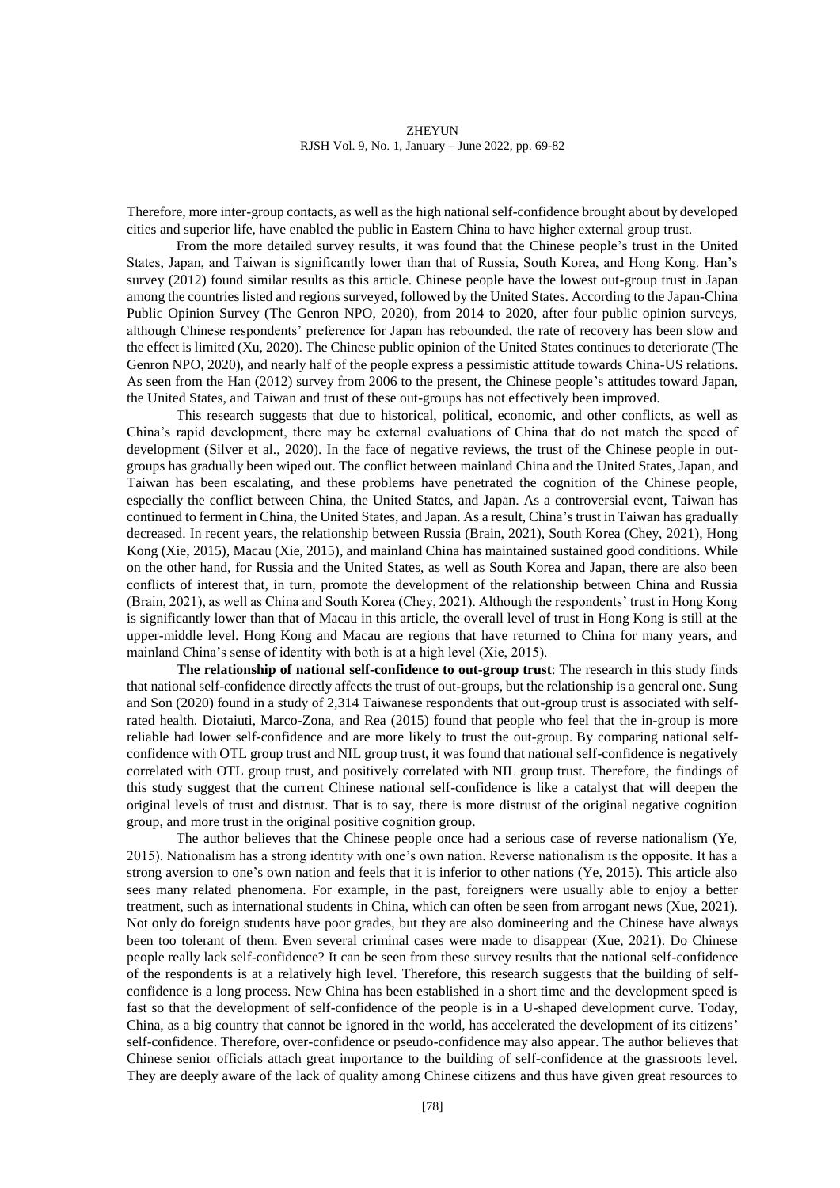Therefore, more inter-group contacts, as well as the high national self-confidence brought about by developed cities and superior life, have enabled the public in Eastern China to have higher external group trust.

From the more detailed survey results, it was found that the Chinese people's trust in the United States, Japan, and Taiwan is significantly lower than that of Russia, South Korea, and Hong Kong. Han's survey (2012) found similar results as this article. Chinese people have the lowest out-group trust in Japan among the countries listed and regions surveyed, followed by the United States. According to the Japan-China Public Opinion Survey (The Genron NPO, 2020), from 2014 to 2020, after four public opinion surveys, although Chinese respondents' preference for Japan has rebounded, the rate of recovery has been slow and the effect is limited (Xu, 2020). The Chinese public opinion of the United States continues to deteriorate (The Genron NPO, 2020), and nearly half of the people express a pessimistic attitude towards China-US relations. As seen from the Han (2012) survey from 2006 to the present, the Chinese people's attitudes toward Japan, the United States, and Taiwan and trust of these out-groups has not effectively been improved.

This research suggests that due to historical, political, economic, and other conflicts, as well as China's rapid development, there may be external evaluations of China that do not match the speed of development (Silver et al., 2020). In the face of negative reviews, the trust of the Chinese people in out-groups has gradually been wiped out. The conflict between mainland China and the United States, Japan, and Taiwan has been escalating, and these problems have penetrated the cognition of the Chinese people, especially the conflict between China, the United States, and Japan. As a controversial event, Taiwan has continued to ferment in China, the United States, and Japan. As a result, China's trust in Taiwan has gradually decreased. In recent years, the relationship between Russia (Brain, 2021), South Korea (Chey, 2021), Hong Kong (Xie, 2015), Macau (Xie, 2015), and mainland China has maintained sustained good conditions. While on the other hand, for Russia and the United States, as well as South Korea and Japan, there are also been conflicts of interest that, in turn, promote the development of the relationship between China and Russia (Brain, 2021), as well as China and South Korea (Chey, 2021). Although the respondents' trust in Hong Kong is significantly lower than that of Macau in this article, the overall level of trust in Hong Kong is still at the upper-middle level. Hong Kong and Macau are regions that have returned to China for many years, and mainland China's sense of identity with both is at a high level (Xie, 2015).

**The relationship of national self-confidence to out-group trust**: The research in this study finds that national self-confidence directly affects the trust of out-groups, but the relationship is a general one. Sung and Son (2020) found in a study of 2,314 Taiwanese respondents that out-group trust is associated with self-rated health. Diotaiuti, Marco-Zona, and Rea (2015) found that people who feel that the in-group is more reliable had lower self-confidence and are more likely to trust the out-group. By comparing national self-confidence with OTL group trust and NIL group trust, it was found that national self-confidence is negatively correlated with OTL group trust, and positively correlated with NIL group trust. Therefore, the findings of this study suggest that the current Chinese national self-confidence is like a catalyst that will deepen the original levels of trust and distrust. That is to say, there is more distrust of the original negative cognition group, and more trust in the original positive cognition group.

The author believes that the Chinese people once had a serious case of reverse nationalism (Ye, 2015). Nationalism has a strong identity with one's own nation. Reverse nationalism is the opposite. It has a strong aversion to one's own nation and feels that it is inferior to other nations (Ye, 2015). This article also sees many related phenomena. For example, in the past, foreigners were usually able to enjoy a better treatment, such as international students in China, which can often be seen from arrogant news (Xue, 2021). Not only do foreign students have poor grades, but they are also domineering and the Chinese have always been too tolerant of them. Even several criminal cases were made to disappear (Xue, 2021). Do Chinese people really lack self-confidence? It can be seen from these survey results that the national self-confidence of the respondents is at a relatively high level. Therefore, this research suggests that the building of self-confidence is a long process. New China has been established in a short time and the development speed is fast so that the development of self-confidence of the people is in a U-shaped development curve. Today, China, as a big country that cannot be ignored in the world, has accelerated the development of its citizens' self-confidence. Therefore, over-confidence or pseudo-confidence may also appear. The author believes that Chinese senior officials attach great importance to the building of self-confidence at the grassroots level. They are deeply aware of the lack of quality among Chinese citizens and thus have given great resources to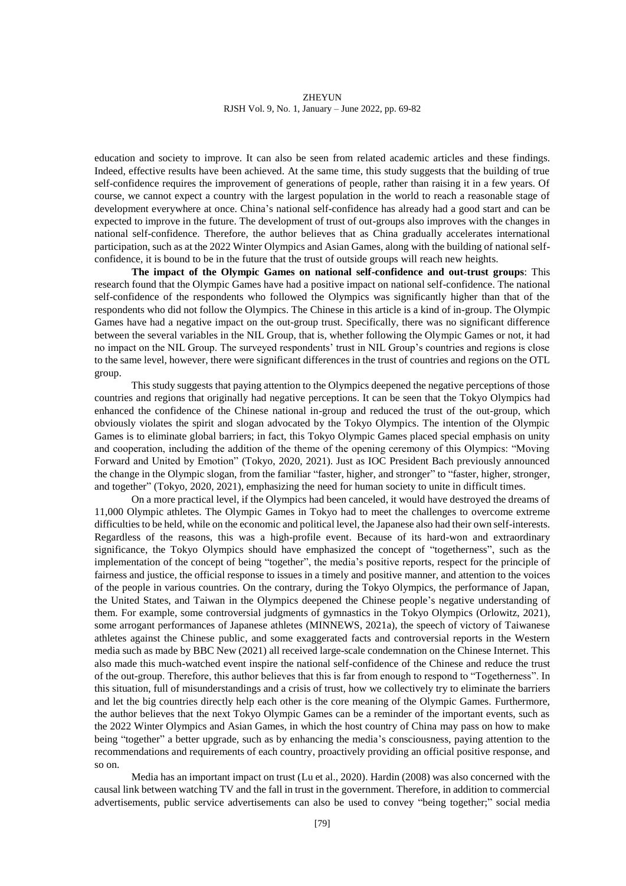education and society to improve. It can also be seen from related academic articles and these findings. Indeed, effective results have been achieved. At the same time, this study suggests that the building of true self-confidence requires the improvement of generations of people, rather than raising it in a few years. Of course, we cannot expect a country with the largest population in the world to reach a reasonable stage of development everywhere at once. China's national self-confidence has already had a good start and can be expected to improve in the future. The development of trust of out-groups also improves with the changes in national self-confidence. Therefore, the author believes that as China gradually accelerates international participation, such as at the 2022 Winter Olympics and Asian Games, along with the building of national self-confidence, it is bound to be in the future that the trust of outside groups will reach new heights.

**The impact of the Olympic Games on national self-confidence and out-trust groups**: This research found that the Olympic Games have had a positive impact on national self-confidence. The national self-confidence of the respondents who followed the Olympics was significantly higher than that of the respondents who did not follow the Olympics. The Chinese in this article is a kind of in-group. The Olympic Games have had a negative impact on the out-group trust. Specifically, there was no significant difference between the several variables in the NIL Group, that is, whether following the Olympic Games or not, it had no impact on the NIL Group. The surveyed respondents' trust in NIL Group's countries and regions is close to the same level, however, there were significant differences in the trust of countries and regions on the OTL group.

This study suggests that paying attention to the Olympics deepened the negative perceptions of those countries and regions that originally had negative perceptions. It can be seen that the Tokyo Olympics had enhanced the confidence of the Chinese national in-group and reduced the trust of the out-group, which obviously violates the spirit and slogan advocated by the Tokyo Olympics. The intention of the Olympic Games is to eliminate global barriers; in fact, this Tokyo Olympic Games placed special emphasis on unity and cooperation, including the addition of the theme of the opening ceremony of this Olympics: "Moving Forward and United by Emotion" (Tokyo, 2020, 2021). Just as IOC President Bach previously announced the change in the Olympic slogan, from the familiar "faster, higher, and stronger" to "faster, higher, stronger, and together" (Tokyo, 2020, 2021), emphasizing the need for human society to unite in difficult times.

On a more practical level, if the Olympics had been canceled, it would have destroyed the dreams of 11,000 Olympic athletes. The Olympic Games in Tokyo had to meet the challenges to overcome extreme difficulties to be held, while on the economic and political level, the Japanese also had their own self-interests. Regardless of the reasons, this was a high-profile event. Because of its hard-won and extraordinary significance, the Tokyo Olympics should have emphasized the concept of "togetherness", such as the implementation of the concept of being "together", the media's positive reports, respect for the principle of fairness and justice, the official response to issues in a timely and positive manner, and attention to the voices of the people in various countries. On the contrary, during the Tokyo Olympics, the performance of Japan, the United States, and Taiwan in the Olympics deepened the Chinese people's negative understanding of them. For example, some controversial judgments of gymnastics in the Tokyo Olympics (Orlowitz, 2021), some arrogant performances of Japanese athletes (MINNEWS, 2021a), the speech of victory of Taiwanese athletes against the Chinese public, and some exaggerated facts and controversial reports in the Western media such as made by BBC New (2021) all received large-scale condemnation on the Chinese Internet. This also made this much-watched event inspire the national self-confidence of the Chinese and reduce the trust of the out-group. Therefore, this author believes that this is far from enough to respond to "Togetherness". In this situation, full of misunderstandings and a crisis of trust, how we collectively try to eliminate the barriers and let the big countries directly help each other is the core meaning of the Olympic Games. Furthermore, the author believes that the next Tokyo Olympic Games can be a reminder of the important events, such as the 2022 Winter Olympics and Asian Games, in which the host country of China may pass on how to make being "together" a better upgrade, such as by enhancing the media's consciousness, paying attention to the recommendations and requirements of each country, proactively providing an official positive response, and so on.

Media has an important impact on trust (Lu et al., 2020). Hardin (2008) was also concerned with the causal link between watching TV and the fall in trust in the government. Therefore, in addition to commercial advertisements, public service advertisements can also be used to convey "being together;" social media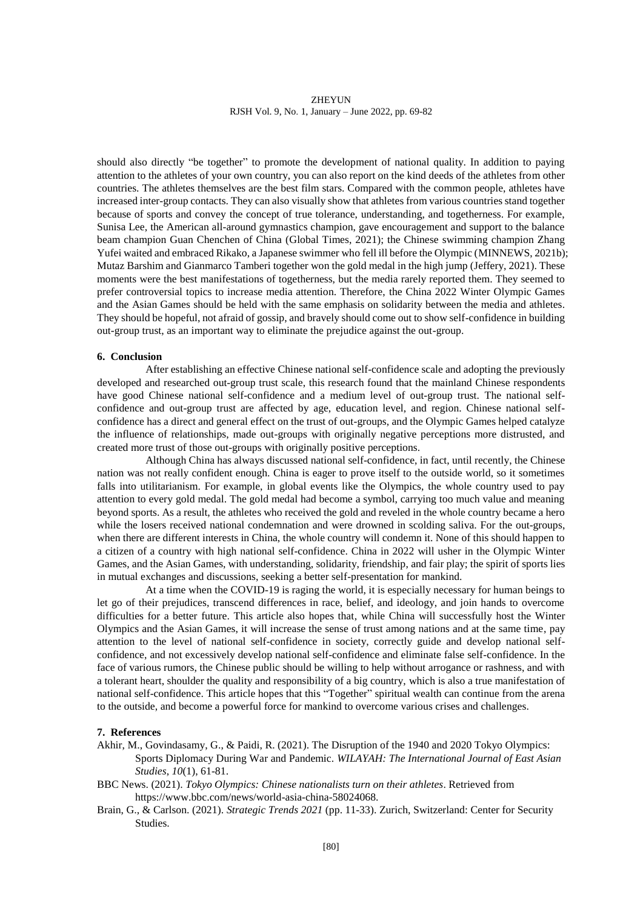should also directly "be together" to promote the development of national quality. In addition to paying attention to the athletes of your own country, you can also report on the kind deeds of the athletes from other countries. The athletes themselves are the best film stars. Compared with the common people, athletes have increased inter-group contacts. They can also visually show that athletes from various countries stand together because of sports and convey the concept of true tolerance, understanding, and togetherness. For example, Sunisa Lee, the American all-around gymnastics champion, gave encouragement and support to the balance beam champion Guan Chenchen of China (Global Times, 2021); the Chinese swimming champion Zhang Yufei waited and embraced Rikako, a Japanese swimmer who fell ill before the Olympic (MINNEWS, 2021b); Mutaz Barshim and Gianmarco Tamberi together won the gold medal in the high jump (Jeffery, 2021). These moments were the best manifestations of togetherness, but the media rarely reported them. They seemed to prefer controversial topics to increase media attention. Therefore, the China 2022 Winter Olympic Games and the Asian Games should be held with the same emphasis on solidarity between the media and athletes. They should be hopeful, not afraid of gossip, and bravely should come out to show self-confidence in building out-group trust, as an important way to eliminate the prejudice against the out-group.

## 6. Conclusion

After establishing an effective Chinese national self-confidence scale and adopting the previously developed and researched out-group trust scale, this research found that the mainland Chinese respondents have good Chinese national self-confidence and a medium level of out-group trust. The national self-confidence and out-group trust are affected by age, education level, and region. Chinese national self-confidence has a direct and general effect on the trust of out-groups, and the Olympic Games helped catalyze the influence of relationships, made out-groups with originally negative perceptions more distrusted, and created more trust of those out-groups with originally positive perceptions.

Although China has always discussed national self-confidence, in fact, until recently, the Chinese nation was not really confident enough. China is eager to prove itself to the outside world, so it sometimes falls into utilitarianism. For example, in global events like the Olympics, the whole country used to pay attention to every gold medal. The gold medal had become a symbol, carrying too much value and meaning beyond sports. As a result, the athletes who received the gold and reveled in the whole country became a hero while the losers received national condemnation and were drowned in scolding saliva. For the out-groups, when there are different interests in China, the whole country will condemn it. None of this should happen to a citizen of a country with high national self-confidence. China in 2022 will usher in the Olympic Winter Games, and the Asian Games, with understanding, solidarity, friendship, and fair play; the spirit of sports lies in mutual exchanges and discussions, seeking a better self-presentation for mankind.

At a time when the COVID-19 is raging the world, it is especially necessary for human beings to let go of their prejudices, transcend differences in race, belief, and ideology, and join hands to overcome difficulties for a better future. This article also hopes that, while China will successfully host the Winter Olympics and the Asian Games, it will increase the sense of trust among nations and at the same time, pay attention to the level of national self-confidence in society, correctly guide and develop national self-confidence, and not excessively develop national self-confidence and eliminate false self-confidence. In the face of various rumors, the Chinese public should be willing to help without arrogance or rashness, and with a tolerant heart, shoulder the quality and responsibility of a big country, which is also a true manifestation of national self-confidence. This article hopes that this "Together" spiritual wealth can continue from the arena to the outside, and become a powerful force for mankind to overcome various crises and challenges.

## 7. References

Akhir, M., Govindasamy, G., & Paidi, R. (2021). The Disruption of the 1940 and 2020 Tokyo Olympics: Sports Diplomacy During War and Pandemic. *WILAYAH: The International Journal of East Asian Studies*, *10*(1), 61-81.

BBC News. (2021). *Tokyo Olympics: Chinese nationalists turn on their athletes*. Retrieved from https://www.bbc.com/news/world-asia-china-58024068.

Brain, G., & Carlson. (2021). *Strategic Trends 2021* (pp. 11-33). Zurich, Switzerland: Center for Security Studies.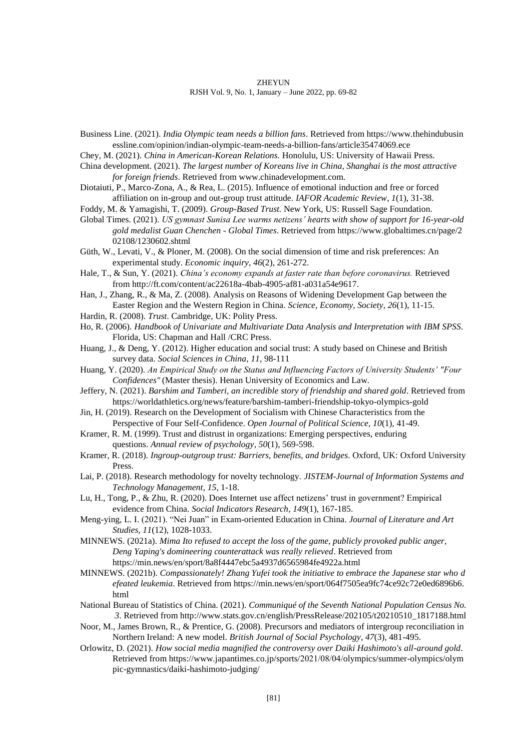Business Line. (2021). *India Olympic team needs a billion fans*. Retrieved from https://www.thehindubusinessline.com/opinion/indian-olympic-team-needs-a-billion-fans/article35474069.ece

Chey, M. (2021). *China in American-Korean Relations.* Honolulu, US: University of Hawaii Press.

China development. (2021). *The largest number of Koreans live in China, Shanghai is the most attractive for foreign friends*. Retrieved from www.chinadevelopment.com.

Diotaiuti, P., Marco-Zona, A., & Rea, L. (2015). Influence of emotional induction and free or forced affiliation on in-group and out-group trust attitude. *IAFOR Academic Review*, *1*(1), 31-38.

Foddy, M. & Yamagishi, T. (2009). *Group-Based Trust.* New York, US: Russell Sage Foundation.

Global Times. (2021). *US gymnast Sunisa Lee warms netizens' hearts with show of support for 16-year-old gold medalist Guan Chenchen - Global Times*. Retrieved from https://www.globaltimes.cn/page/202108/1230602.shtml

Güth, W., Levati, V., & Ploner, M. (2008). On the social dimension of time and risk preferences: An experimental study. *Economic inquiry*, *46*(2), 261-272.

Hale, T., & Sun, Y. (2021). *China's economy expands at faster rate than before coronavirus.* Retrieved from http://ft.com/content/ac22618a-4bab-4905-af81-a031a54e9617.

Han, J., Zhang, R., & Ma, Z. (2008). Analysis on Reasons of Widening Development Gap between the Easter Region and the Western Region in China. *Science, Economy, Society*, *26*(1), 11-15.

Hardin, R. (2008). *Trust*. Cambridge, UK: Polity Press.

Ho, R. (2006). *Handbook of Univariate and Multivariate Data Analysis and Interpretation with IBM SPSS*. Florida, US: Chapman and Hall /CRC Press.

Huang, J., & Deng, Y. (2012). Higher education and social trust: A study based on Chinese and British survey data. *Social Sciences in China*, *11*, 98-111

Huang, Y. (2020). *An Empirical Study on the Status and Influencing Factors of University Students' "Four Confidences"* (Master thesis). Henan University of Economics and Law.

Jeffery, N. (2021). *Barshim and Tamberi, an incredible story of friendship and shared gold*. Retrieved from https://worldathletics.org/news/feature/barshim-tamberi-friendship-tokyo-olympics-gold

Jin, H. (2019). Research on the Development of Socialism with Chinese Characteristics from the Perspective of Four Self-Confidence. *Open Journal of Political Science*, *10*(1), 41-49.

Kramer, R. M. (1999). Trust and distrust in organizations: Emerging perspectives, enduring questions. *Annual review of psychology*, *50*(1), 569-598.

Kramer, R. (2018). *Ingroup-outgroup trust: Barriers, benefits, and bridges*. Oxford, UK: Oxford University Press.

Lai, P. (2018). Research methodology for novelty technology. *JISTEM-Journal of Information Systems and Technology Management*, *15*, 1-18.

Lu, H., Tong, P., & Zhu, R. (2020). Does Internet use affect netizens' trust in government? Empirical evidence from China. *Social Indicators Research*, *149*(1), 167-185.

Meng-ying, L. I. (2021). "Nei Juan" in Exam-oriented Education in China. *Journal of Literature and Art Studies*, *11*(12), 1028-1033.

MINNEWS. (2021a). *Mima Ito refused to accept the loss of the game, publicly provoked public anger, Deng Yaping's domineering counterattack was really relieved*. Retrieved from https://min.news/en/sport/8a8f4447ebc5a4937d6565984fe4922a.html

MINNEWS. (2021b). *Compassionately! Zhang Yufei took the initiative to embrace the Japanese star who defeated leukemia*. Retrieved from https://min.news/en/sport/064f7505ea9fc74ce92c72e0ed6896b6.html

National Bureau of Statistics of China. (2021). *Communiqué of the Seventh National Population Census No. 3*. Retrieved from http://www.stats.gov.cn/english/PressRelease/202105/t20210510_1817188.html

Noor, M., James Brown, R., & Prentice, G. (2008). Precursors and mediators of intergroup reconciliation in Northern Ireland: A new model. *British Journal of Social Psychology*, *47*(3), 481-495.

Orlowitz, D. (2021). *How social media magnified the controversy over Daiki Hashimoto's all-around gold*. Retrieved from https://www.japantimes.co.jp/sports/2021/08/04/olympics/summer-olympics/olympic-gymnastics/daiki-hashimoto-judging/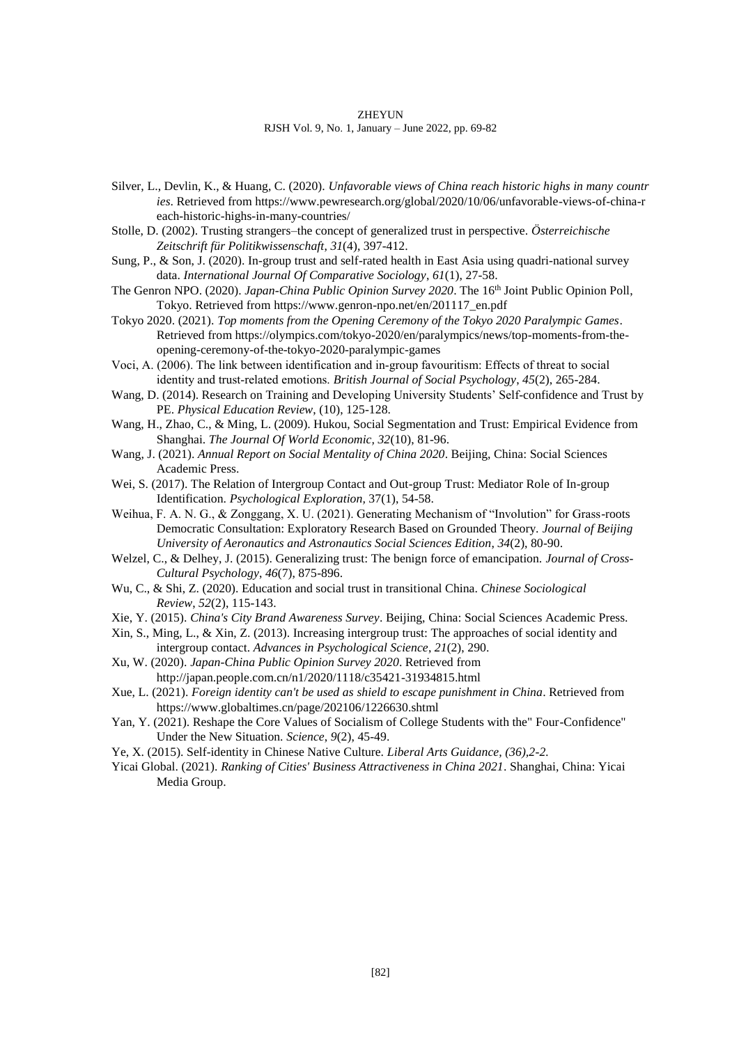Silver, L., Devlin, K., & Huang, C. (2020). *Unfavorable views of China reach historic highs in many countries*. Retrieved from https://www.pewresearch.org/global/2020/10/06/unfavorable-views-of-china-reach-historic-highs-in-many-countries/

Stolle, D. (2002). Trusting strangers–the concept of generalized trust in perspective. *Österreichische Zeitschrift für Politikwissenschaft*, *31*(4), 397-412.

Sung, P., & Son, J. (2020). In-group trust and self-rated health in East Asia using quadri-national survey data. *International Journal Of Comparative Sociology*, *61*(1), 27-58.

The Genron NPO. (2020). *Japan-China Public Opinion Survey 2020*. The 16th Joint Public Opinion Poll, Tokyo. Retrieved from https://www.genron-npo.net/en/201117_en.pdf

Tokyo 2020. (2021). *Top moments from the Opening Ceremony of the Tokyo 2020 Paralympic Games*. Retrieved from https://olympics.com/tokyo-2020/en/paralympics/news/top-moments-from-the-opening-ceremony-of-the-tokyo-2020-paralympic-games

Voci, A. (2006). The link between identification and in-group favouritism: Effects of threat to social identity and trust-related emotions. *British Journal of Social Psychology*, *45*(2), 265-284.

Wang, D. (2014). Research on Training and Developing University Students' Self-confidence and Trust by PE. *Physical Education Review*, (10), 125-128.

Wang, H., Zhao, C., & Ming, L. (2009). Hukou, Social Segmentation and Trust: Empirical Evidence from Shanghai. *The Journal Of World Economic, 32*(10), 81-96.

Wang, J. (2021). *Annual Report on Social Mentality of China 2020*. Beijing, China: Social Sciences Academic Press.

Wei, S. (2017). The Relation of Intergroup Contact and Out-group Trust: Mediator Role of In-group Identification. *Psychological Exploration,* 37(1), 54-58.

Weihua, F. A. N. G., & Zonggang, X. U. (2021). Generating Mechanism of "Involution" for Grass-roots Democratic Consultation: Exploratory Research Based on Grounded Theory. *Journal of Beijing University of Aeronautics and Astronautics Social Sciences Edition*, *34*(2), 80-90.

Welzel, C., & Delhey, J. (2015). Generalizing trust: The benign force of emancipation. *Journal of Cross-Cultural Psychology*, *46*(7), 875-896.

Wu, C., & Shi, Z. (2020). Education and social trust in transitional China. *Chinese Sociological Review*, *52*(2), 115-143.

Xie, Y. (2015). *China's City Brand Awareness Survey*. Beijing, China: Social Sciences Academic Press.

Xin, S., Ming, L., & Xin, Z. (2013). Increasing intergroup trust: The approaches of social identity and intergroup contact. *Advances in Psychological Science*, *21*(2), 290.

Xu, W. (2020). *Japan-China Public Opinion Survey 2020*. Retrieved from http://japan.people.com.cn/n1/2020/1118/c35421-31934815.html

Xue, L. (2021). *Foreign identity can't be used as shield to escape punishment in China*. Retrieved from https://www.globaltimes.cn/page/202106/1226630.shtml

Yan, Y. (2021). Reshape the Core Values of Socialism of College Students with the" Four-Confidence" Under the New Situation. *Science*, *9*(2), 45-49.

Ye, X. (2015). Self-identity in Chinese Native Culture. *Liberal Arts Guidance, (36),2-2.*

Yicai Global. (2021). *Ranking of Cities' Business Attractiveness in China 2021*. Shanghai, China: Yicai Media Group.